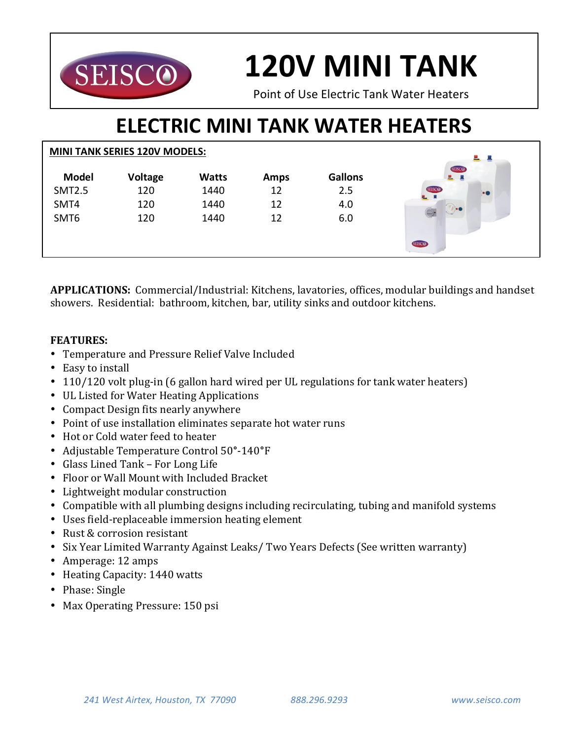SEISCO

# 120V MINI TANK

Point of Use Electric Tank Water Heaters

## ELECTRIC MINI TANK WATER HEATERS

**MINI TANK SERIES 120V MODELS:**

| Model | Voltage | Watts | Amps | Gallons |
|---|---|---|---|---|
| SMT2.5 | 120 | 1440 | 12 | 2.5 |
| SMT4 | 120 | 1440 | 12 | 4.0 |
| SMT6 | 120 | 1440 | 12 | 6.0 |

**APPLICATIONS:** Commercial/Industrial: Kitchens, lavatories, offices, modular buildings and handset showers. Residential: bathroom, kitchen, bar, utility sinks and outdoor kitchens.

**FEATURES:**

- Temperature and Pressure Relief Valve Included
- Easy to install
- 110/120 volt plug-in (6 gallon hard wired per UL regulations for tank water heaters)
- UL Listed for Water Heating Applications
- Compact Design fits nearly anywhere
- Point of use installation eliminates separate hot water runs
- Hot or Cold water feed to heater
- Adjustable Temperature Control 50°-140°F
- Glass Lined Tank – For Long Life
- Floor or Wall Mount with Included Bracket
- Lightweight modular construction
- Compatible with all plumbing designs including recirculating, tubing and manifold systems
- Uses field-replaceable immersion heating element
- Rust & corrosion resistant
- Six Year Limited Warranty Against Leaks/ Two Years Defects (See written warranty)
- Amperage: 12 amps
- Heating Capacity: 1440 watts
- Phase: Single
- Max Operating Pressure: 150 psi

*241 West Airtex, Houston, TX 77090* *888.296.9293* *www.seisco.com*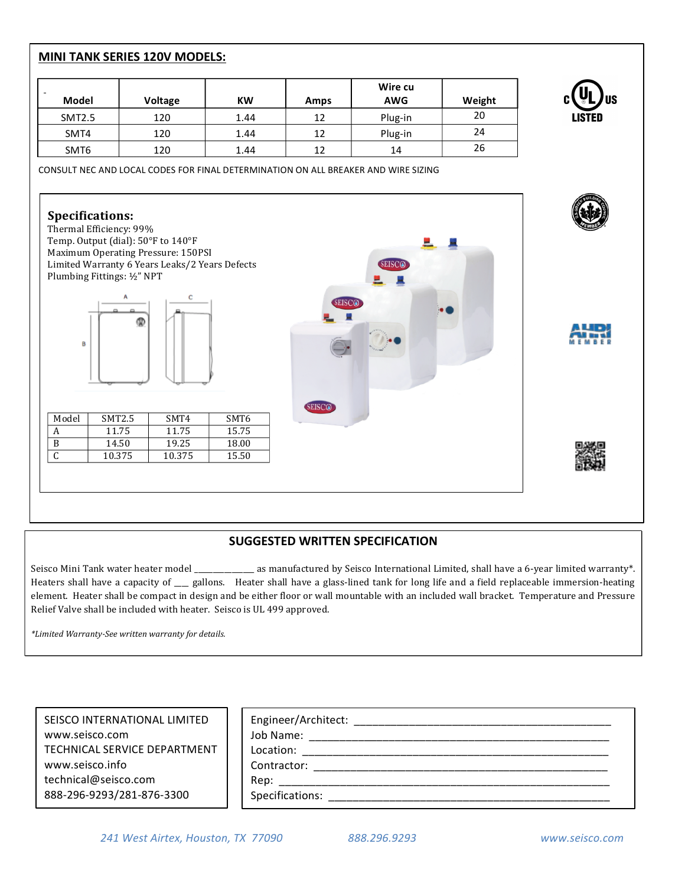## MINI TANK SERIES 120V MODELS:

| Model | Voltage | KW | Amps | Wire cu AWG | Weight |
|---|---|---|---|---|---|
| SMT2.5 | 120 | 1.44 | 12 | Plug-in | 20 |
| SMT4 | 120 | 1.44 | 12 | Plug-in | 24 |
| SMT6 | 120 | 1.44 | 12 | 14 | 26 |

CONSULT NEC AND LOCAL CODES FOR FINAL DETERMINATION ON ALL BREAKER AND WIRE SIZING

### Specifications:

Thermal Efficiency: 99%
Temp. Output (dial): 50°F to 140°F
Maximum Operating Pressure: 150PSI
Limited Warranty 6 Years Leaks/2 Years Defects
Plumbing Fittings: ½" NPT

A

C

B

| Model | SMT2.5 | SMT4 | SMT6 |
|---|---|---|---|
| A | 11.75 | 11.75 | 15.75 |
| B | 14.50 | 19.25 | 18.00 |
| C | 10.375 | 10.375 | 15.50 |

## SUGGESTED WRITTEN SPECIFICATION

Seisco Mini Tank water heater model ____________ as manufactured by Seisco International Limited, shall have a 6-year limited warranty*. Heaters shall have a capacity of ___ gallons. Heater shall have a glass-lined tank for long life and a field replaceable immersion-heating element. Heater shall be compact in design and be either floor or wall mountable with an included wall bracket. Temperature and Pressure Relief Valve shall be included with heater. Seisco is UL 499 approved.

*Limited Warranty-See written warranty for details.*

SEISCO INTERNATIONAL LIMITED
www.seisco.com
TECHNICAL SERVICE DEPARTMENT
www.seisco.info
technical@seisco.com
888-296-9293/281-876-3300

Engineer/Architect: ________________________________________
Job Name: ________________________________________
Location: ________________________________________
Contractor: ________________________________________
Rep: ________________________________________
Specifications: ________________________________________

241 West Airtex, Houston, TX 77090 888.296.9293 www.seisco.com